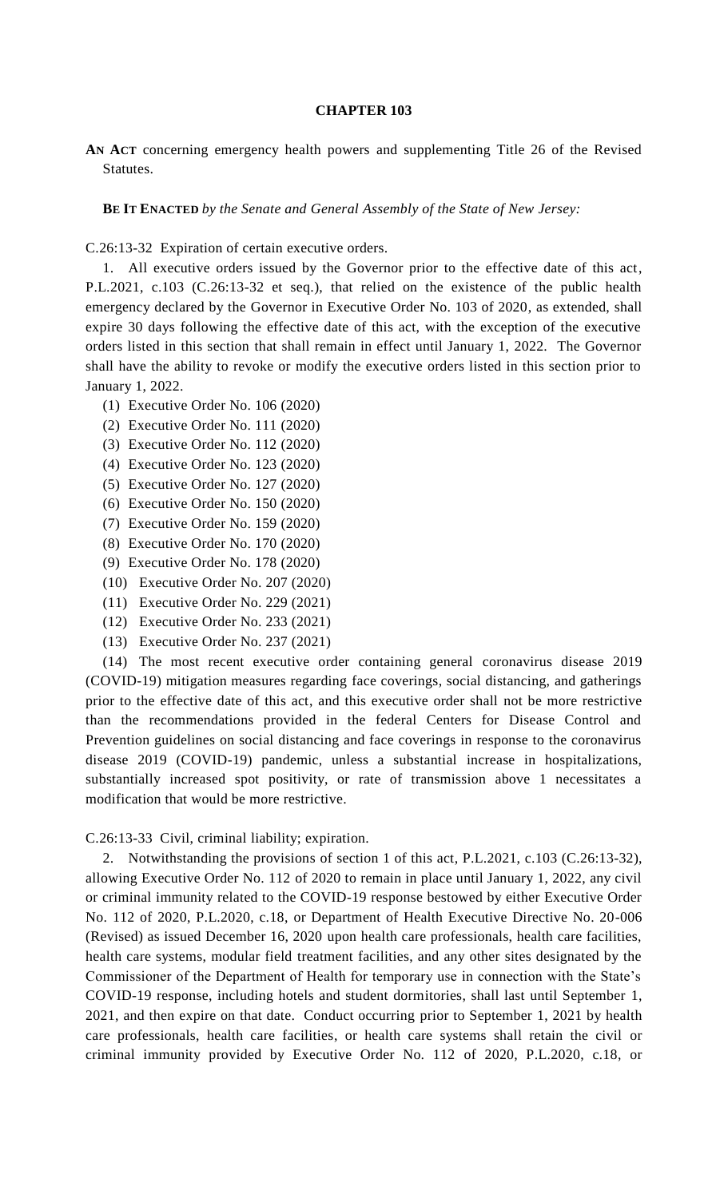# CHAPTER 103

**AN ACT** concerning emergency health powers and supplementing Title 26 of the Revised Statutes.

**BE IT ENACTED** *by the Senate and General Assembly of the State of New Jersey:*

C.26:13-32 Expiration of certain executive orders.

1. All executive orders issued by the Governor prior to the effective date of this act, P.L.2021, c.103 (C.26:13-32 et seq.), that relied on the existence of the public health emergency declared by the Governor in Executive Order No. 103 of 2020, as extended, shall expire 30 days following the effective date of this act, with the exception of the executive orders listed in this section that shall remain in effect until January 1, 2022. The Governor shall have the ability to revoke or modify the executive orders listed in this section prior to January 1, 2022.

(1) Executive Order No. 106 (2020)
(2) Executive Order No. 111 (2020)
(3) Executive Order No. 112 (2020)
(4) Executive Order No. 123 (2020)
(5) Executive Order No. 127 (2020)
(6) Executive Order No. 150 (2020)
(7) Executive Order No. 159 (2020)
(8) Executive Order No. 170 (2020)
(9) Executive Order No. 178 (2020)
(10) Executive Order No. 207 (2020)
(11) Executive Order No. 229 (2021)
(12) Executive Order No. 233 (2021)
(13) Executive Order No. 237 (2021)

(14) The most recent executive order containing general coronavirus disease 2019 (COVID-19) mitigation measures regarding face coverings, social distancing, and gatherings prior to the effective date of this act, and this executive order shall not be more restrictive than the recommendations provided in the federal Centers for Disease Control and Prevention guidelines on social distancing and face coverings in response to the coronavirus disease 2019 (COVID-19) pandemic, unless a substantial increase in hospitalizations, substantially increased spot positivity, or rate of transmission above 1 necessitates a modification that would be more restrictive.

C.26:13-33 Civil, criminal liability; expiration.

2. Notwithstanding the provisions of section 1 of this act, P.L.2021, c.103 (C.26:13-32), allowing Executive Order No. 112 of 2020 to remain in place until January 1, 2022, any civil or criminal immunity related to the COVID-19 response bestowed by either Executive Order No. 112 of 2020, P.L.2020, c.18, or Department of Health Executive Directive No. 20-006 (Revised) as issued December 16, 2020 upon health care professionals, health care facilities, health care systems, modular field treatment facilities, and any other sites designated by the Commissioner of the Department of Health for temporary use in connection with the State's COVID-19 response, including hotels and student dormitories, shall last until September 1, 2021, and then expire on that date. Conduct occurring prior to September 1, 2021 by health care professionals, health care facilities, or health care systems shall retain the civil or criminal immunity provided by Executive Order No. 112 of 2020, P.L.2020, c.18, or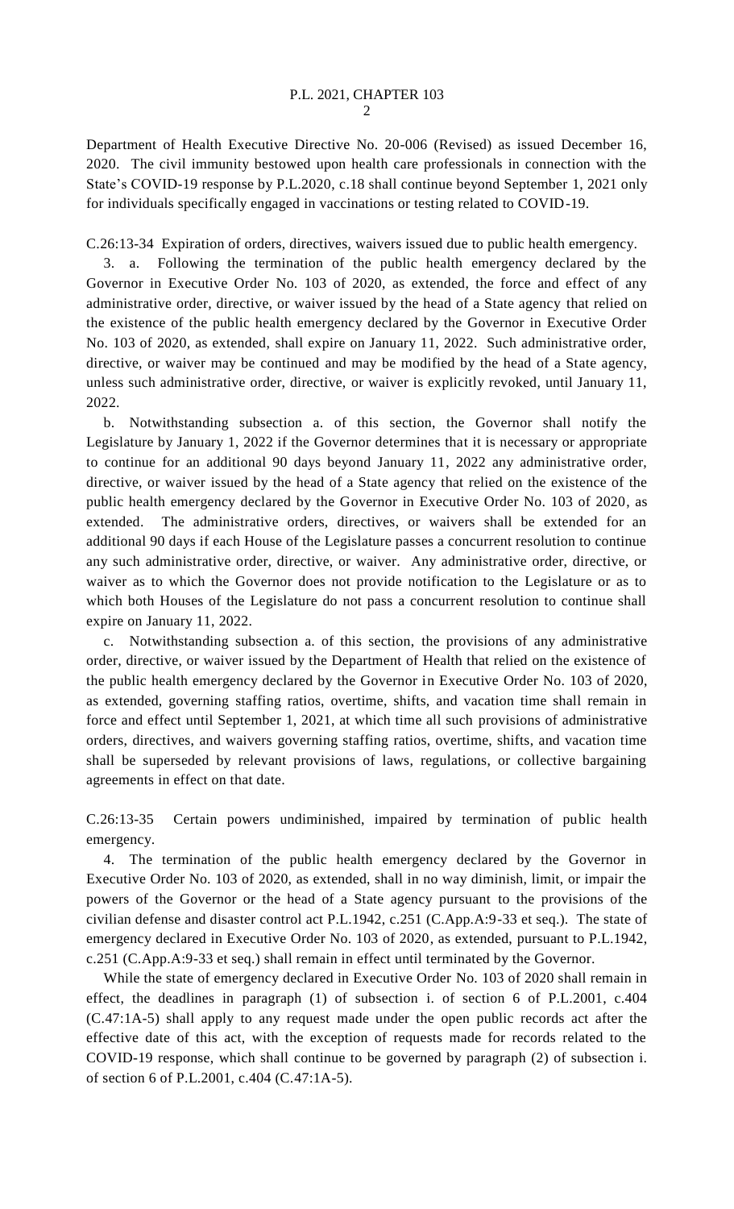Department of Health Executive Directive No. 20-006 (Revised) as issued December 16, 2020. The civil immunity bestowed upon health care professionals in connection with the State's COVID-19 response by P.L.2020, c.18 shall continue beyond September 1, 2021 only for individuals specifically engaged in vaccinations or testing related to COVID-19.

C.26:13-34 Expiration of orders, directives, waivers issued due to public health emergency.

3. a. Following the termination of the public health emergency declared by the Governor in Executive Order No. 103 of 2020, as extended, the force and effect of any administrative order, directive, or waiver issued by the head of a State agency that relied on the existence of the public health emergency declared by the Governor in Executive Order No. 103 of 2020, as extended, shall expire on January 11, 2022. Such administrative order, directive, or waiver may be continued and may be modified by the head of a State agency, unless such administrative order, directive, or waiver is explicitly revoked, until January 11, 2022.

b. Notwithstanding subsection a. of this section, the Governor shall notify the Legislature by January 1, 2022 if the Governor determines that it is necessary or appropriate to continue for an additional 90 days beyond January 11, 2022 any administrative order, directive, or waiver issued by the head of a State agency that relied on the existence of the public health emergency declared by the Governor in Executive Order No. 103 of 2020, as extended. The administrative orders, directives, or waivers shall be extended for an additional 90 days if each House of the Legislature passes a concurrent resolution to continue any such administrative order, directive, or waiver. Any administrative order, directive, or waiver as to which the Governor does not provide notification to the Legislature or as to which both Houses of the Legislature do not pass a concurrent resolution to continue shall expire on January 11, 2022.

c. Notwithstanding subsection a. of this section, the provisions of any administrative order, directive, or waiver issued by the Department of Health that relied on the existence of the public health emergency declared by the Governor in Executive Order No. 103 of 2020, as extended, governing staffing ratios, overtime, shifts, and vacation time shall remain in force and effect until September 1, 2021, at which time all such provisions of administrative orders, directives, and waivers governing staffing ratios, overtime, shifts, and vacation time shall be superseded by relevant provisions of laws, regulations, or collective bargaining agreements in effect on that date.

C.26:13-35 Certain powers undiminished, impaired by termination of public health emergency.

4. The termination of the public health emergency declared by the Governor in Executive Order No. 103 of 2020, as extended, shall in no way diminish, limit, or impair the powers of the Governor or the head of a State agency pursuant to the provisions of the civilian defense and disaster control act P.L.1942, c.251 (C.App.A:9-33 et seq.). The state of emergency declared in Executive Order No. 103 of 2020, as extended, pursuant to P.L.1942, c.251 (C.App.A:9-33 et seq.) shall remain in effect until terminated by the Governor.

While the state of emergency declared in Executive Order No. 103 of 2020 shall remain in effect, the deadlines in paragraph (1) of subsection i. of section 6 of P.L.2001, c.404 (C.47:1A-5) shall apply to any request made under the open public records act after the effective date of this act, with the exception of requests made for records related to the COVID-19 response, which shall continue to be governed by paragraph (2) of subsection i. of section 6 of P.L.2001, c.404 (C.47:1A-5).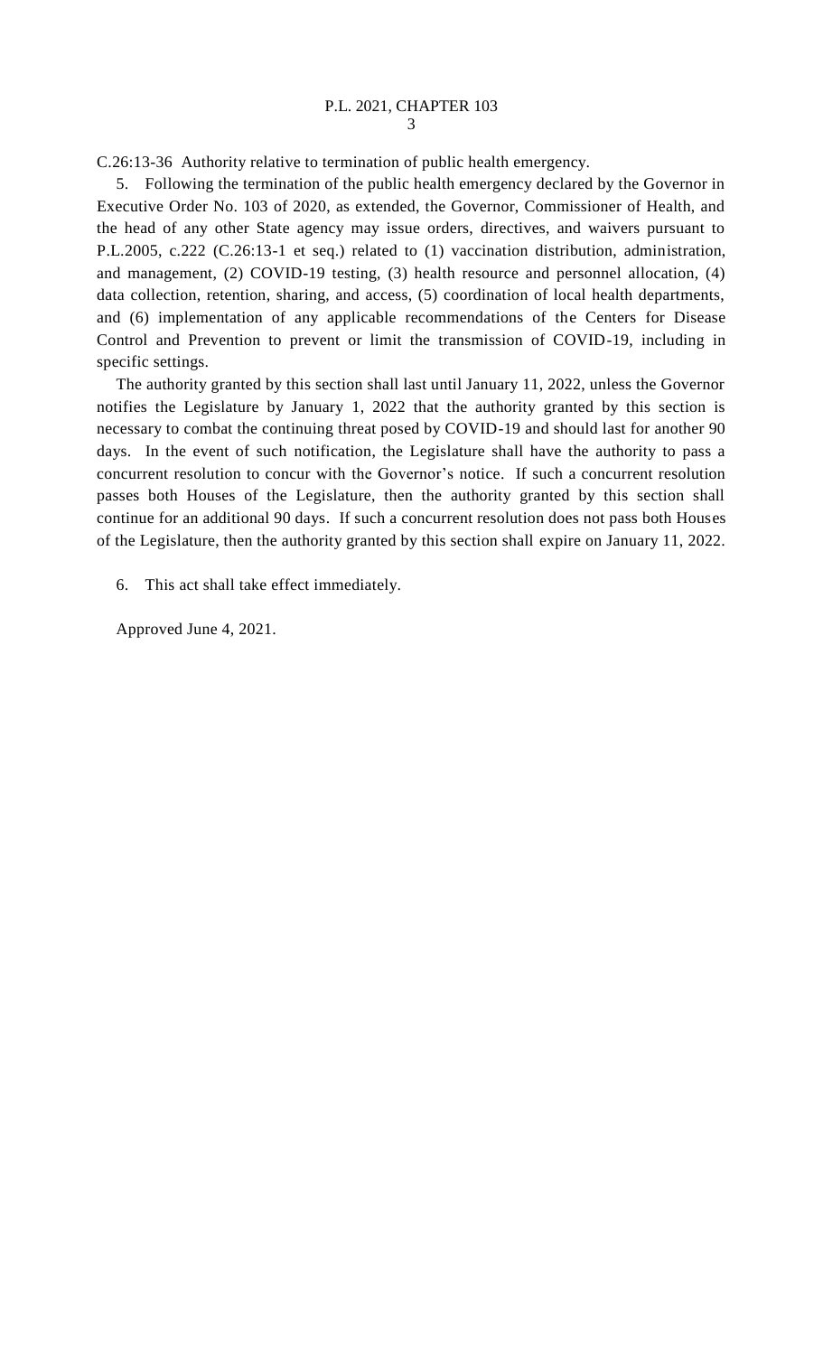C.26:13-36 Authority relative to termination of public health emergency.

5. Following the termination of the public health emergency declared by the Governor in Executive Order No. 103 of 2020, as extended, the Governor, Commissioner of Health, and the head of any other State agency may issue orders, directives, and waivers pursuant to P.L.2005, c.222 (C.26:13-1 et seq.) related to (1) vaccination distribution, administration, and management, (2) COVID-19 testing, (3) health resource and personnel allocation, (4) data collection, retention, sharing, and access, (5) coordination of local health departments, and (6) implementation of any applicable recommendations of the Centers for Disease Control and Prevention to prevent or limit the transmission of COVID-19, including in specific settings.

The authority granted by this section shall last until January 11, 2022, unless the Governor notifies the Legislature by January 1, 2022 that the authority granted by this section is necessary to combat the continuing threat posed by COVID-19 and should last for another 90 days. In the event of such notification, the Legislature shall have the authority to pass a concurrent resolution to concur with the Governor's notice. If such a concurrent resolution passes both Houses of the Legislature, then the authority granted by this section shall continue for an additional 90 days. If such a concurrent resolution does not pass both Houses of the Legislature, then the authority granted by this section shall expire on January 11, 2022.

6. This act shall take effect immediately.

Approved June 4, 2021.